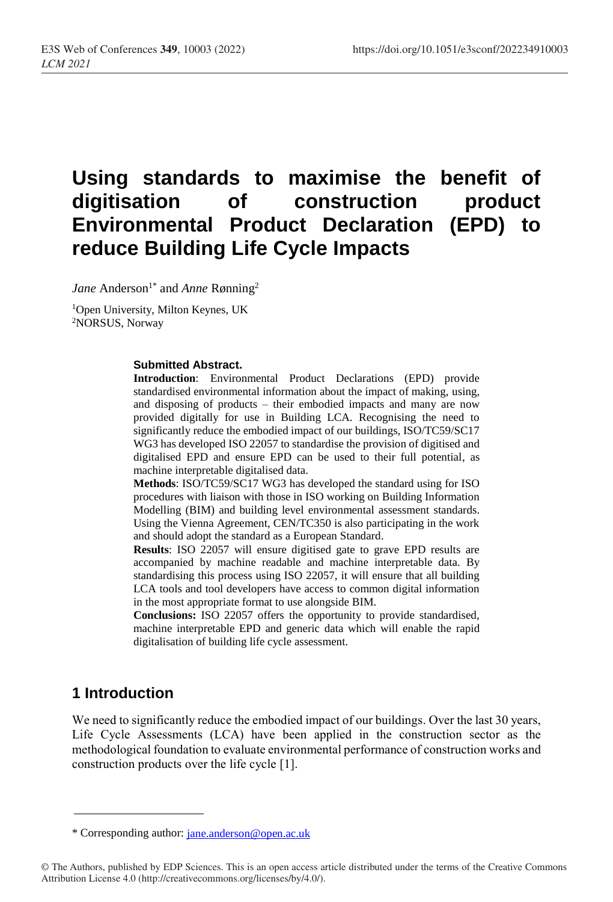# Using standards to maximise the benefit of digitisation of construction product Environmental Product Declaration (EPD) to reduce Building Life Cycle Impacts

*Jane* Anderson[1*] and *Anne* Rønning[2]

[1]Open University, Milton Keynes, UK
[2]NORSUS, Norway

**Submitted Abstract.**

**Introduction**: Environmental Product Declarations (EPD) provide standardised environmental information about the impact of making, using, and disposing of products – their embodied impacts and many are now provided digitally for use in Building LCA. Recognising the need to significantly reduce the embodied impact of our buildings, ISO/TC59/SC17 WG3 has developed ISO 22057 to standardise the provision of digitised and digitalised EPD and ensure EPD can be used to their full potential, as machine interpretable digitalised data.

**Methods**: ISO/TC59/SC17 WG3 has developed the standard using for ISO procedures with liaison with those in ISO working on Building Information Modelling (BIM) and building level environmental assessment standards. Using the Vienna Agreement, CEN/TC350 is also participating in the work and should adopt the standard as a European Standard.

**Results**: ISO 22057 will ensure digitised gate to grave EPD results are accompanied by machine readable and machine interpretable data. By standardising this process using ISO 22057, it will ensure that all building LCA tools and tool developers have access to common digital information in the most appropriate format to use alongside BIM.

**Conclusions:** ISO 22057 offers the opportunity to provide standardised, machine interpretable EPD and generic data which will enable the rapid digitalisation of building life cycle assessment.

## 1 Introduction

We need to significantly reduce the embodied impact of our buildings. Over the last 30 years, Life Cycle Assessments (LCA) have been applied in the construction sector as the methodological foundation to evaluate environmental performance of construction works and construction products over the life cycle [1].

---

\* Corresponding author: jane.anderson@open.ac.uk

© The Authors, published by EDP Sciences. This is an open access article distributed under the terms of the Creative Commons Attribution License 4.0 (http://creativecommons.org/licenses/by/4.0/).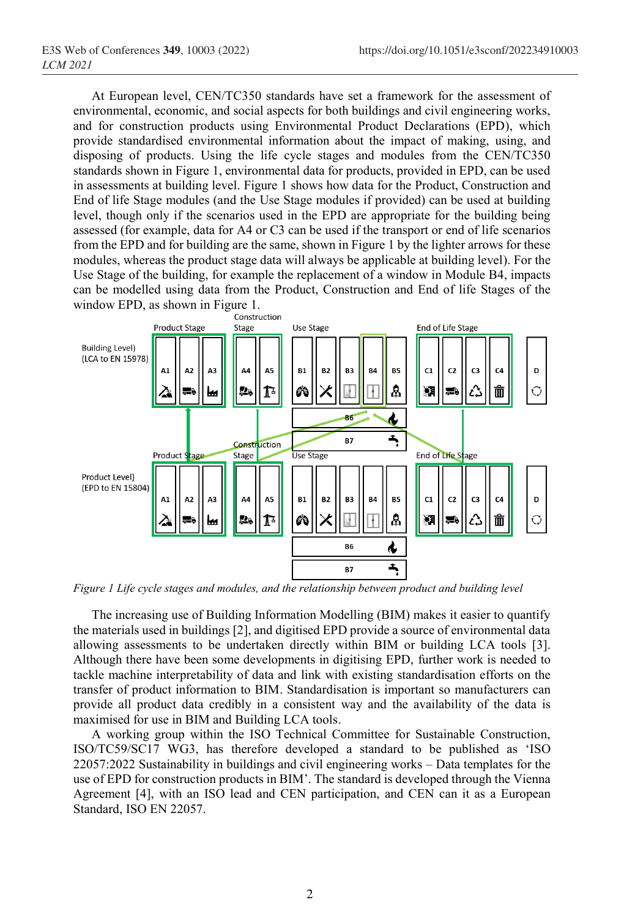At European level, CEN/TC350 standards have set a framework for the assessment of environmental, economic, and social aspects for both buildings and civil engineering works, and for construction products using Environmental Product Declarations (EPD), which provide standardised environmental information about the impact of making, using, and disposing of products. Using the life cycle stages and modules from the CEN/TC350 standards shown in Figure 1, environmental data for products, provided in EPD, can be used in assessments at building level. Figure 1 shows how data for the Product, Construction and End of life Stage modules (and the Use Stage modules if provided) can be used at building level, though only if the scenarios used in the EPD are appropriate for the building being assessed (for example, data for A4 or C3 can be used if the transport or end of life scenarios from the EPD and for building are the same, shown in Figure 1 by the lighter arrows for these modules, whereas the product stage data will always be applicable at building level). For the Use Stage of the building, for example the replacement of a window in Module B4, impacts can be modelled using data from the Product, Construction and End of life Stages of the window EPD, as shown in Figure 1.

*Figure 1 Life cycle stages and modules, and the relationship between product and building level*

The increasing use of Building Information Modelling (BIM) makes it easier to quantify the materials used in buildings [2], and digitised EPD provide a source of environmental data allowing assessments to be undertaken directly within BIM or building LCA tools [3]. Although there have been some developments in digitising EPD, further work is needed to tackle machine interpretability of data and link with existing standardisation efforts on the transfer of product information to BIM. Standardisation is important so manufacturers can provide all product data credibly in a consistent way and the availability of the data is maximised for use in BIM and Building LCA tools.

A working group within the ISO Technical Committee for Sustainable Construction, ISO/TC59/SC17 WG3, has therefore developed a standard to be published as 'ISO 22057:2022 Sustainability in buildings and civil engineering works – Data templates for the use of EPD for construction products in BIM'. The standard is developed through the Vienna Agreement [4], with an ISO lead and CEN participation, and CEN can it as a European Standard, ISO EN 22057.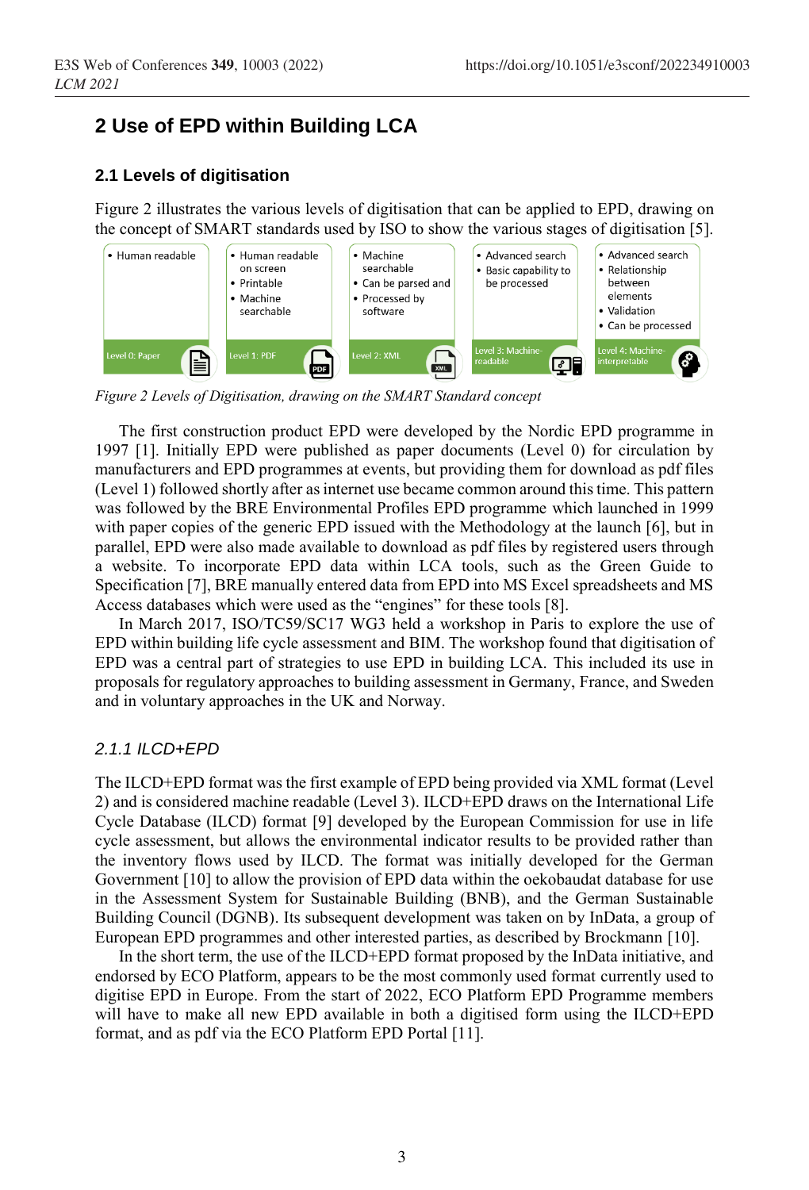## 2 Use of EPD within Building LCA

### 2.1 Levels of digitisation

Figure 2 illustrates the various levels of digitisation that can be applied to EPD, drawing on the concept of SMART standards used by ISO to show the various stages of digitisation [5].

| Level 0: Paper | Level 1: PDF | Level 2: XML | Level 3: Machine-readable | Level 4: Machine-interpretable |
|---|---|---|---|---|
| • Human readable | • Human readable on screen<br>• Printable<br>• Machine searchable | • Machine searchable<br>• Can be parsed and<br>• Processed by software | • Advanced search<br>• Basic capability to be processed | • Advanced search<br>• Relationship between elements<br>• Validation<br>• Can be processed |

*Figure 2 Levels of Digitisation, drawing on the SMART Standard concept*

The first construction product EPD were developed by the Nordic EPD programme in 1997 [1]. Initially EPD were published as paper documents (Level 0) for circulation by manufacturers and EPD programmes at events, but providing them for download as pdf files (Level 1) followed shortly after as internet use became common around this time. This pattern was followed by the BRE Environmental Profiles EPD programme which launched in 1999 with paper copies of the generic EPD issued with the Methodology at the launch [6], but in parallel, EPD were also made available to download as pdf files by registered users through a website. To incorporate EPD data within LCA tools, such as the Green Guide to Specification [7], BRE manually entered data from EPD into MS Excel spreadsheets and MS Access databases which were used as the "engines" for these tools [8].

In March 2017, ISO/TC59/SC17 WG3 held a workshop in Paris to explore the use of EPD within building life cycle assessment and BIM. The workshop found that digitisation of EPD was a central part of strategies to use EPD in building LCA. This included its use in proposals for regulatory approaches to building assessment in Germany, France, and Sweden and in voluntary approaches in the UK and Norway.

#### *2.1.1 ILCD+EPD*

The ILCD+EPD format was the first example of EPD being provided via XML format (Level 2) and is considered machine readable (Level 3). ILCD+EPD draws on the International Life Cycle Database (ILCD) format [9] developed by the European Commission for use in life cycle assessment, but allows the environmental indicator results to be provided rather than the inventory flows used by ILCD. The format was initially developed for the German Government [10] to allow the provision of EPD data within the oekobaudat database for use in the Assessment System for Sustainable Building (BNB), and the German Sustainable Building Council (DGNB). Its subsequent development was taken on by InData, a group of European EPD programmes and other interested parties, as described by Brockmann [10].

In the short term, the use of the ILCD+EPD format proposed by the InData initiative, and endorsed by ECO Platform, appears to be the most commonly used format currently used to digitise EPD in Europe. From the start of 2022, ECO Platform EPD Programme members will have to make all new EPD available in both a digitised form using the ILCD+EPD format, and as pdf via the ECO Platform EPD Portal [11].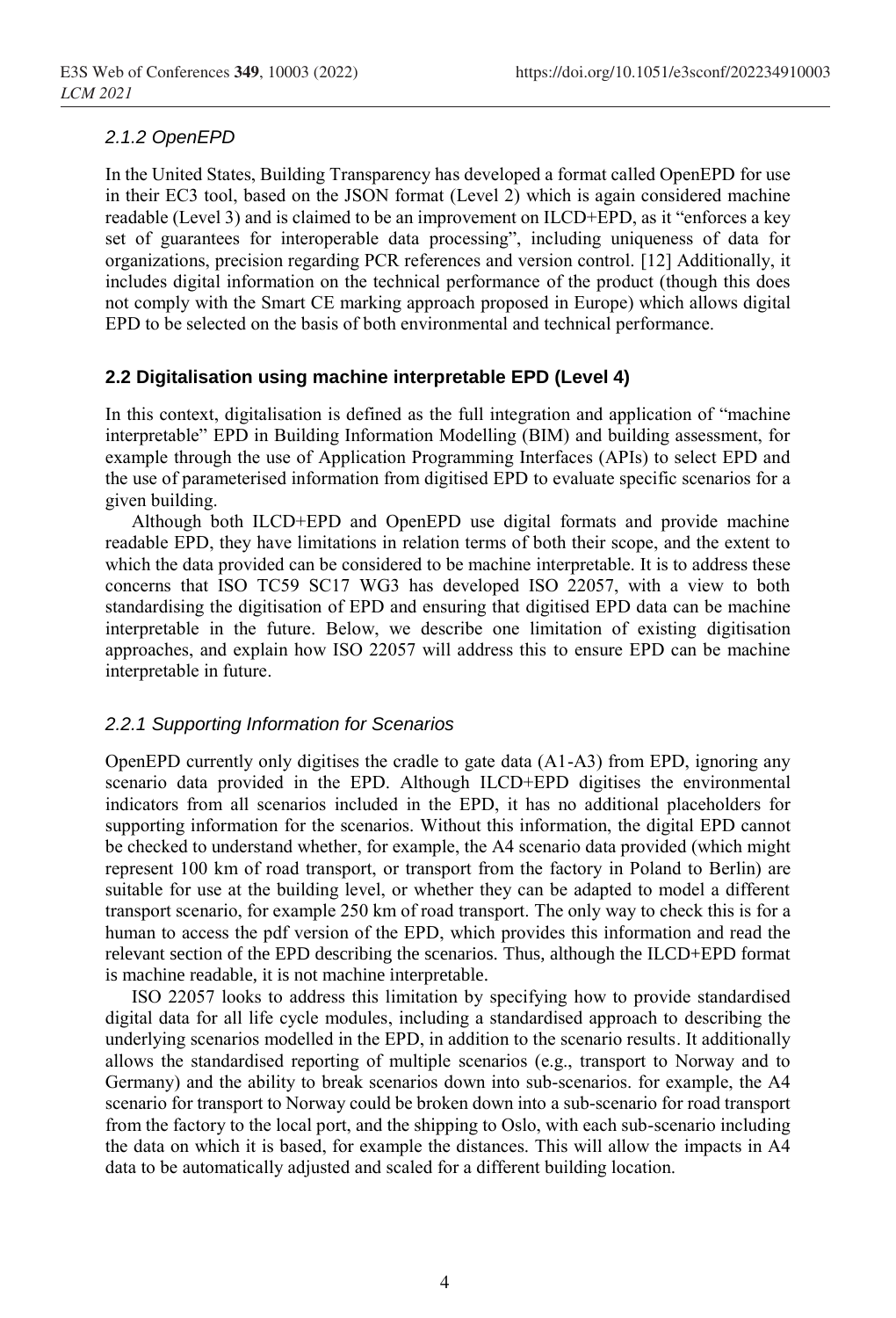#### 2.1.2 OpenEPD

In the United States, Building Transparency has developed a format called OpenEPD for use in their EC3 tool, based on the JSON format (Level 2) which is again considered machine readable (Level 3) and is claimed to be an improvement on ILCD+EPD, as it "enforces a key set of guarantees for interoperable data processing", including uniqueness of data for organizations, precision regarding PCR references and version control. [12] Additionally, it includes digital information on the technical performance of the product (though this does not comply with the Smart CE marking approach proposed in Europe) which allows digital EPD to be selected on the basis of both environmental and technical performance.

### 2.2 Digitalisation using machine interpretable EPD (Level 4)

In this context, digitalisation is defined as the full integration and application of "machine interpretable" EPD in Building Information Modelling (BIM) and building assessment, for example through the use of Application Programming Interfaces (APIs) to select EPD and the use of parameterised information from digitised EPD to evaluate specific scenarios for a given building.

Although both ILCD+EPD and OpenEPD use digital formats and provide machine readable EPD, they have limitations in relation terms of both their scope, and the extent to which the data provided can be considered to be machine interpretable. It is to address these concerns that ISO TC59 SC17 WG3 has developed ISO 22057, with a view to both standardising the digitisation of EPD and ensuring that digitised EPD data can be machine interpretable in the future. Below, we describe one limitation of existing digitisation approaches, and explain how ISO 22057 will address this to ensure EPD can be machine interpretable in future.

#### 2.2.1 Supporting Information for Scenarios

OpenEPD currently only digitises the cradle to gate data (A1-A3) from EPD, ignoring any scenario data provided in the EPD. Although ILCD+EPD digitises the environmental indicators from all scenarios included in the EPD, it has no additional placeholders for supporting information for the scenarios. Without this information, the digital EPD cannot be checked to understand whether, for example, the A4 scenario data provided (which might represent 100 km of road transport, or transport from the factory in Poland to Berlin) are suitable for use at the building level, or whether they can be adapted to model a different transport scenario, for example 250 km of road transport. The only way to check this is for a human to access the pdf version of the EPD, which provides this information and read the relevant section of the EPD describing the scenarios. Thus, although the ILCD+EPD format is machine readable, it is not machine interpretable.

ISO 22057 looks to address this limitation by specifying how to provide standardised digital data for all life cycle modules, including a standardised approach to describing the underlying scenarios modelled in the EPD, in addition to the scenario results. It additionally allows the standardised reporting of multiple scenarios (e.g., transport to Norway and to Germany) and the ability to break scenarios down into sub-scenarios. for example, the A4 scenario for transport to Norway could be broken down into a sub-scenario for road transport from the factory to the local port, and the shipping to Oslo, with each sub-scenario including the data on which it is based, for example the distances. This will allow the impacts in A4 data to be automatically adjusted and scaled for a different building location.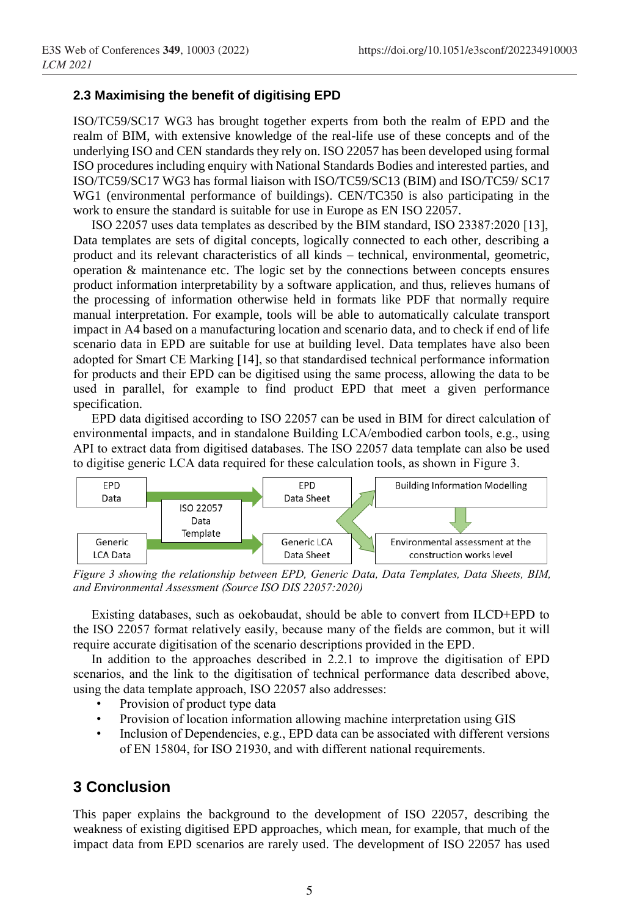### 2.3 Maximising the benefit of digitising EPD

ISO/TC59/SC17 WG3 has brought together experts from both the realm of EPD and the realm of BIM, with extensive knowledge of the real-life use of these concepts and of the underlying ISO and CEN standards they rely on. ISO 22057 has been developed using formal ISO procedures including enquiry with National Standards Bodies and interested parties, and ISO/TC59/SC17 WG3 has formal liaison with ISO/TC59/SC13 (BIM) and ISO/TC59/ SC17 WG1 (environmental performance of buildings). CEN/TC350 is also participating in the work to ensure the standard is suitable for use in Europe as EN ISO 22057.

ISO 22057 uses data templates as described by the BIM standard, ISO 23387:2020 [13], Data templates are sets of digital concepts, logically connected to each other, describing a product and its relevant characteristics of all kinds – technical, environmental, geometric, operation & maintenance etc. The logic set by the connections between concepts ensures product information interpretability by a software application, and thus, relieves humans of the processing of information otherwise held in formats like PDF that normally require manual interpretation. For example, tools will be able to automatically calculate transport impact in A4 based on a manufacturing location and scenario data, and to check if end of life scenario data in EPD are suitable for use at building level. Data templates have also been adopted for Smart CE Marking [14], so that standardised technical performance information for products and their EPD can be digitised using the same process, allowing the data to be used in parallel, for example to find product EPD that meet a given performance specification.

EPD data digitised according to ISO 22057 can be used in BIM for direct calculation of environmental impacts, and in standalone Building LCA/embodied carbon tools, e.g., using API to extract data from digitised databases. The ISO 22057 data template can also be used to digitise generic LCA data required for these calculation tools, as shown in Figure 3.

EPD Data → ISO 22057 Data Template → EPD Data Sheet

Generic LCA Data → ISO 22057 Data Template → Generic LCA Data Sheet

Building Information Modelling → Environmental assessment at the construction works level

*Figure 3 showing the relationship between EPD, Generic Data, Data Templates, Data Sheets, BIM, and Environmental Assessment (Source ISO DIS 22057:2020)*

Existing databases, such as oekobaudat, should be able to convert from ILCD+EPD to the ISO 22057 format relatively easily, because many of the fields are common, but it will require accurate digitisation of the scenario descriptions provided in the EPD.

In addition to the approaches described in 2.2.1 to improve the digitisation of EPD scenarios, and the link to the digitisation of technical performance data described above, using the data template approach, ISO 22057 also addresses:

- Provision of product type data
- Provision of location information allowing machine interpretation using GIS
- Inclusion of Dependencies, e.g., EPD data can be associated with different versions of EN 15804, for ISO 21930, and with different national requirements.

## 3 Conclusion

This paper explains the background to the development of ISO 22057, describing the weakness of existing digitised EPD approaches, which mean, for example, that much of the impact data from EPD scenarios are rarely used. The development of ISO 22057 has used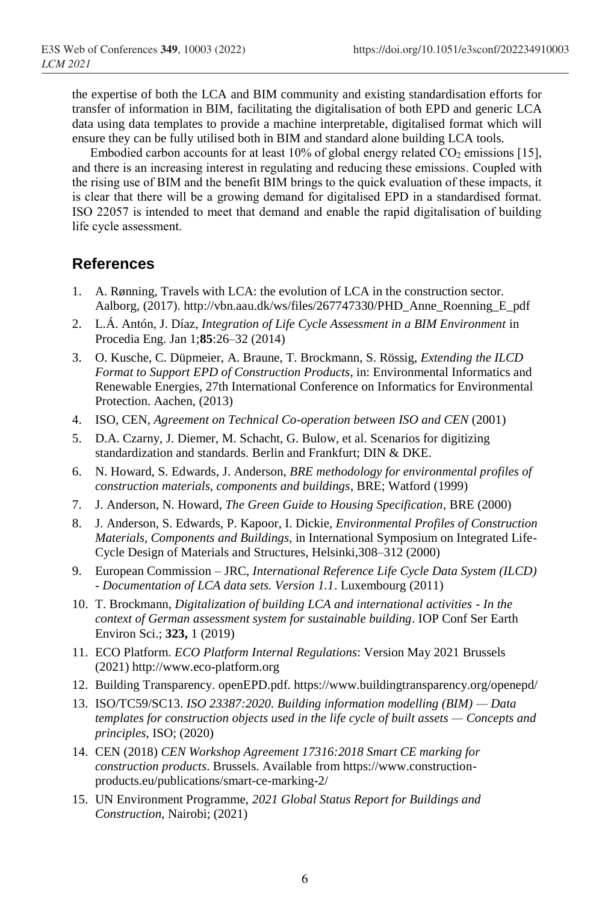the expertise of both the LCA and BIM community and existing standardisation efforts for transfer of information in BIM, facilitating the digitalisation of both EPD and generic LCA data using data templates to provide a machine interpretable, digitalised format which will ensure they can be fully utilised both in BIM and standard alone building LCA tools.

Embodied carbon accounts for at least 10% of global energy related $CO_2$ emissions [15], and there is an increasing interest in regulating and reducing these emissions. Coupled with the rising use of BIM and the benefit BIM brings to the quick evaluation of these impacts, it is clear that there will be a growing demand for digitalised EPD in a standardised format. ISO 22057 is intended to meet that demand and enable the rapid digitalisation of building life cycle assessment.

## References

1. A. Rønning, Travels with LCA: the evolution of LCA in the construction sector. Aalborg, (2017). http://vbn.aau.dk/ws/files/267747330/PHD_Anne_Roenning_E_pdf
2. L.Á. Antón, J. Díaz, *Integration of Life Cycle Assessment in a BIM Environment* in Procedia Eng. Jan 1;**85**:26–32 (2014)
3. O. Kusche, C. Düpmeier, A. Braune, T. Brockmann, S. Rössig, *Extending the ILCD Format to Support EPD of Construction Products*, in: Environmental Informatics and Renewable Energies, 27th International Conference on Informatics for Environmental Protection. Aachen, (2013)
4. ISO, CEN, *Agreement on Technical Co-operation between ISO and CEN* (2001)
5. D.A. Czarny, J. Diemer, M. Schacht, G. Bulow, et al. Scenarios for digitizing standardization and standards. Berlin and Frankfurt; DIN & DKE.
6. N. Howard, S. Edwards, J. Anderson, *BRE methodology for environmental profiles of construction materials, components and buildings*, BRE; Watford (1999)
7. J. Anderson, N. Howard, *The Green Guide to Housing Specification*, BRE (2000)
8. J. Anderson, S. Edwards, P. Kapoor, I. Dickie, *Environmental Profiles of Construction Materials, Components and Buildings*, in International Symposium on Integrated Life-Cycle Design of Materials and Structures, Helsinki,308–312 (2000)
9. European Commission – JRC, *International Reference Life Cycle Data System (ILCD) - Documentation of LCA data sets. Version 1.1*. Luxembourg (2011)
10. T. Brockmann, *Digitalization of building LCA and international activities - In the context of German assessment system for sustainable building*. IOP Conf Ser Earth Environ Sci.; **323,** 1 (2019)
11. ECO Platform. *ECO Platform Internal Regulations*: Version May 2021 Brussels (2021) http://www.eco-platform.org
12. Building Transparency. openEPD.pdf. https://www.buildingtransparency.org/openepd/
13. ISO/TC59/SC13. *ISO 23387:2020. Building information modelling (BIM) — Data templates for construction objects used in the life cycle of built assets — Concepts and principles*, ISO; (2020)
14. CEN (2018) *CEN Workshop Agreement 17316:2018 Smart CE marking for construction products*. Brussels. Available from https://www.construction-products.eu/publications/smart-ce-marking-2/
15. UN Environment Programme, *2021 Global Status Report for Buildings and Construction*, Nairobi; (2021)